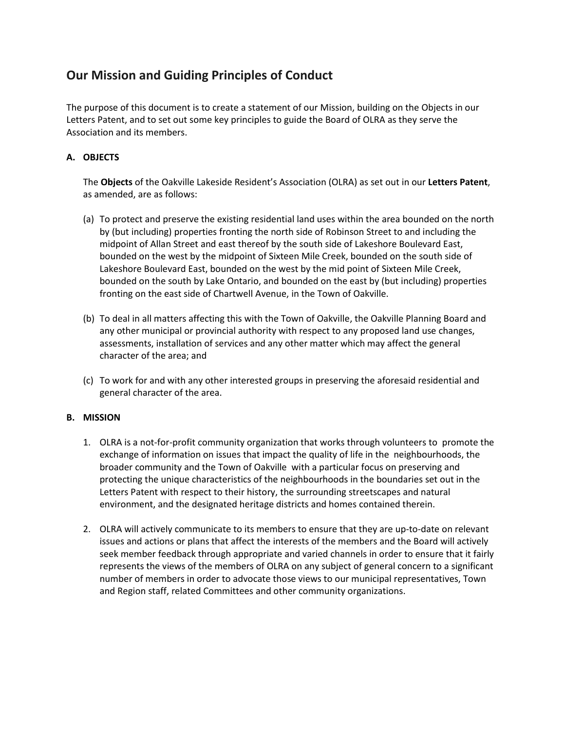## Our Mission and Guiding Principles of Conduct

The purpose of this document is to create a statement of our Mission, building on the Objects in our Letters Patent, and to set out some key principles to guide the Board of OLRA as they serve the Association and its members.

### A. OBJECTS

The **Objects** of the Oakville Lakeside Resident's Association (OLRA) as set out in our **Letters Patent**, as amended, are as follows:

(a) To protect and preserve the existing residential land uses within the area bounded on the north by (but including) properties fronting the north side of Robinson Street to and including the midpoint of Allan Street and east thereof by the south side of Lakeshore Boulevard East, bounded on the west by the midpoint of Sixteen Mile Creek, bounded on the south side of Lakeshore Boulevard East, bounded on the west by the mid point of Sixteen Mile Creek, bounded on the south by Lake Ontario, and bounded on the east by (but including) properties fronting on the east side of Chartwell Avenue, in the Town of Oakville.

(b) To deal in all matters affecting this with the Town of Oakville, the Oakville Planning Board and any other municipal or provincial authority with respect to any proposed land use changes, assessments, installation of services and any other matter which may affect the general character of the area; and

(c) To work for and with any other interested groups in preserving the aforesaid residential and general character of the area.

### B. MISSION

1. OLRA is a not-for-profit community organization that works through volunteers to promote the exchange of information on issues that impact the quality of life in the neighbourhoods, the broader community and the Town of Oakville with a particular focus on preserving and protecting the unique characteristics of the neighbourhoods in the boundaries set out in the Letters Patent with respect to their history, the surrounding streetscapes and natural environment, and the designated heritage districts and homes contained therein.

2. OLRA will actively communicate to its members to ensure that they are up-to-date on relevant issues and actions or plans that affect the interests of the members and the Board will actively seek member feedback through appropriate and varied channels in order to ensure that it fairly represents the views of the members of OLRA on any subject of general concern to a significant number of members in order to advocate those views to our municipal representatives, Town and Region staff, related Committees and other community organizations.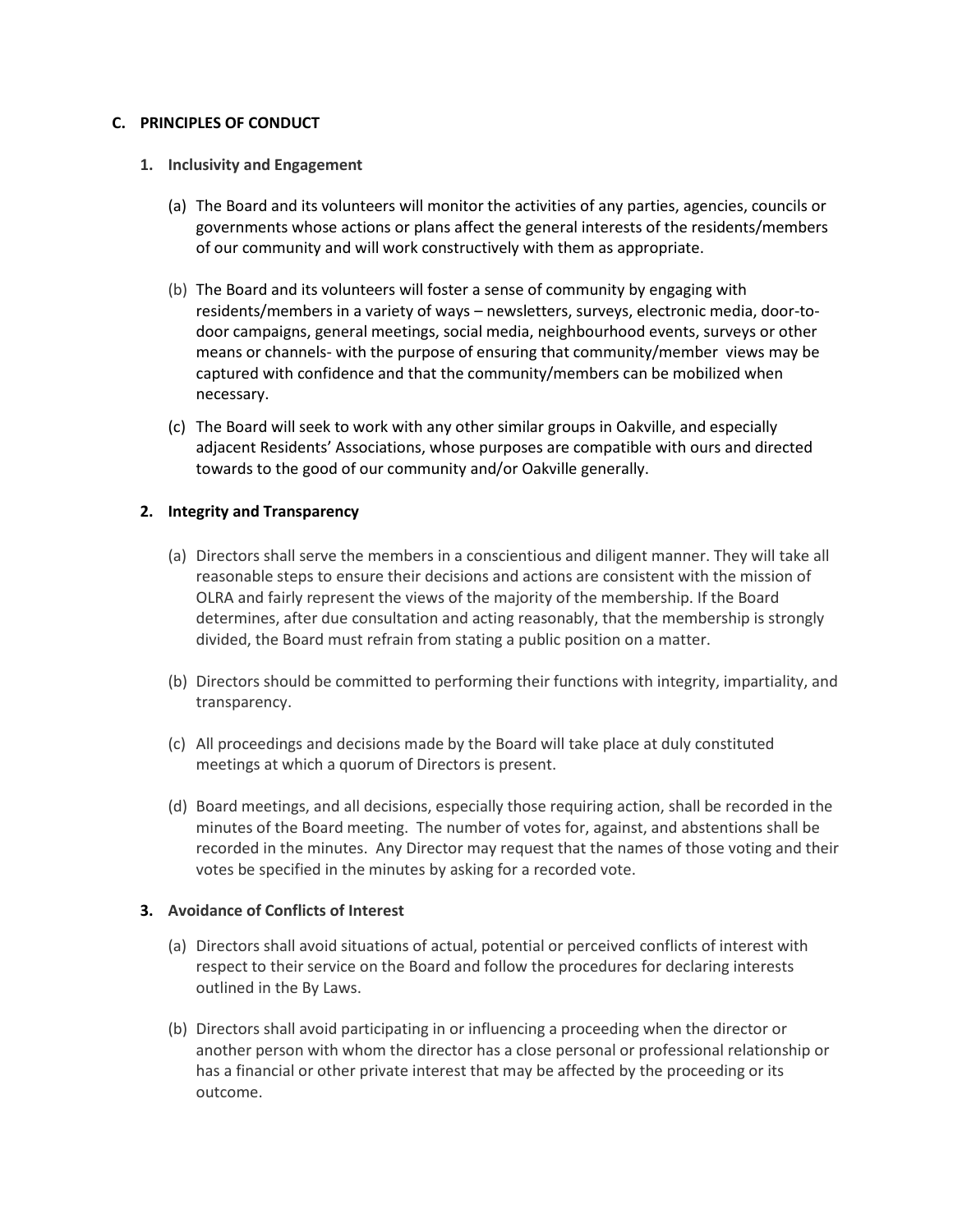## C. PRINCIPLES OF CONDUCT

### 1. Inclusivity and Engagement

(a) The Board and its volunteers will monitor the activities of any parties, agencies, councils or governments whose actions or plans affect the general interests of the residents/members of our community and will work constructively with them as appropriate.

(b) The Board and its volunteers will foster a sense of community by engaging with residents/members in a variety of ways – newsletters, surveys, electronic media, door-to-door campaigns, general meetings, social media, neighbourhood events, surveys or other means or channels- with the purpose of ensuring that community/member views may be captured with confidence and that the community/members can be mobilized when necessary.

(c) The Board will seek to work with any other similar groups in Oakville, and especially adjacent Residents' Associations, whose purposes are compatible with ours and directed towards to the good of our community and/or Oakville generally.

### 2. Integrity and Transparency

(a) Directors shall serve the members in a conscientious and diligent manner. They will take all reasonable steps to ensure their decisions and actions are consistent with the mission of OLRA and fairly represent the views of the majority of the membership. If the Board determines, after due consultation and acting reasonably, that the membership is strongly divided, the Board must refrain from stating a public position on a matter.

(b) Directors should be committed to performing their functions with integrity, impartiality, and transparency.

(c) All proceedings and decisions made by the Board will take place at duly constituted meetings at which a quorum of Directors is present.

(d) Board meetings, and all decisions, especially those requiring action, shall be recorded in the minutes of the Board meeting. The number of votes for, against, and abstentions shall be recorded in the minutes. Any Director may request that the names of those voting and their votes be specified in the minutes by asking for a recorded vote.

### 3. Avoidance of Conflicts of Interest

(a) Directors shall avoid situations of actual, potential or perceived conflicts of interest with respect to their service on the Board and follow the procedures for declaring interests outlined in the By Laws.

(b) Directors shall avoid participating in or influencing a proceeding when the director or another person with whom the director has a close personal or professional relationship or has a financial or other private interest that may be affected by the proceeding or its outcome.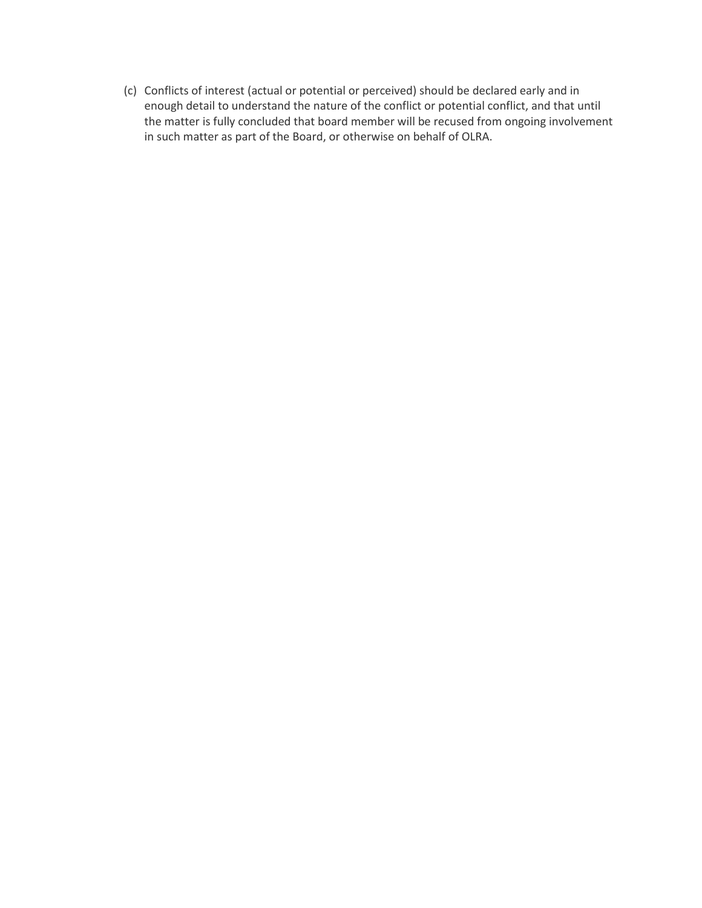(c) Conflicts of interest (actual or potential or perceived) should be declared early and in enough detail to understand the nature of the conflict or potential conflict, and that until the matter is fully concluded that board member will be recused from ongoing involvement in such matter as part of the Board, or otherwise on behalf of OLRA.